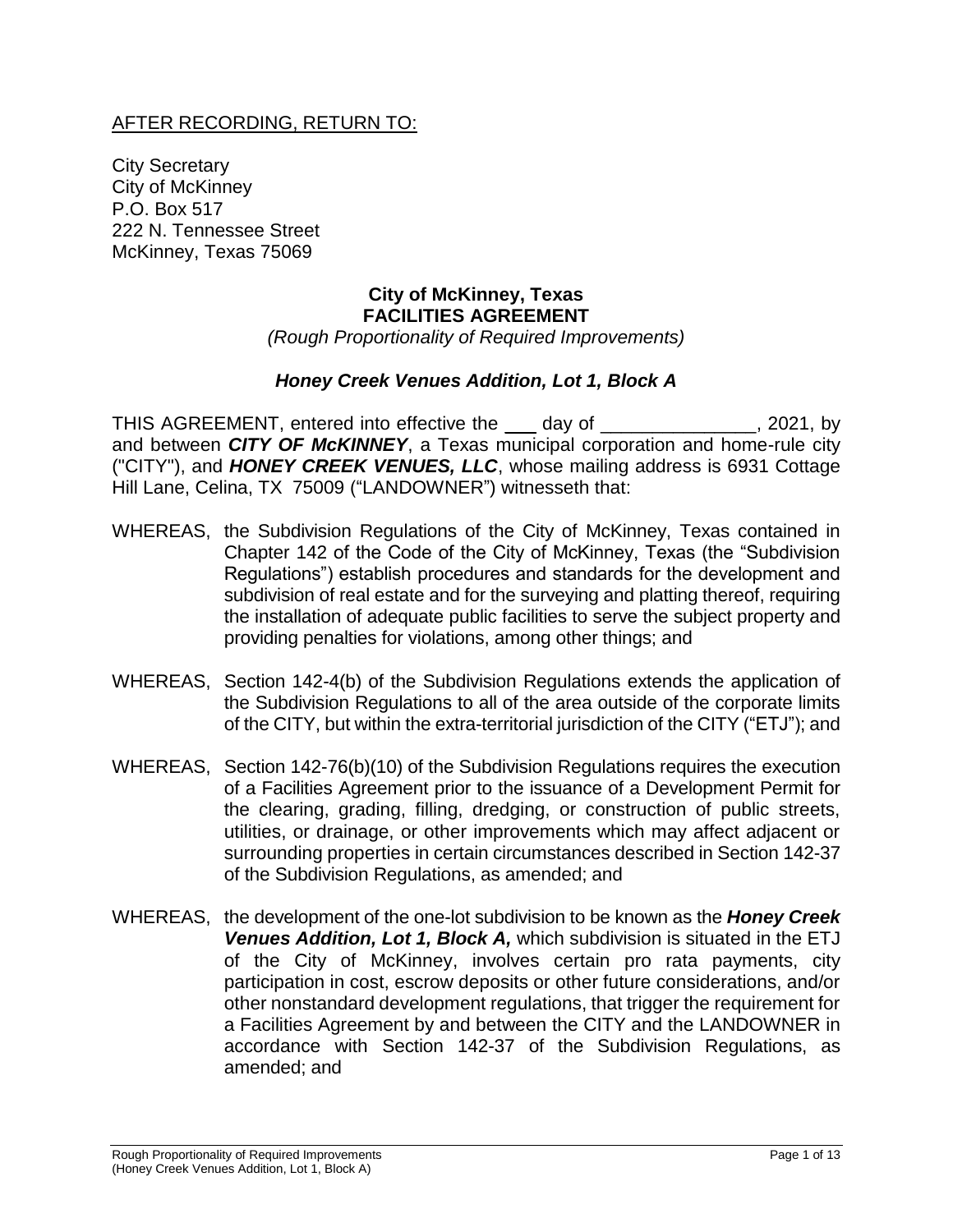<u>AFTER RECORDING, RETURN TO:</u>

City Secretary
City of McKinney
P.O. Box 517
222 N. Tennessee Street
McKinney, Texas 75069

**City of McKinney, Texas**
**FACILITIES AGREEMENT**
*(Rough Proportionality of Required Improvements)*

***Honey Creek Venues Addition, Lot 1, Block A***

THIS AGREEMENT, entered into effective the ___ day of _______________, 2021, by and between ***CITY OF McKINNEY***, a Texas municipal corporation and home-rule city ("CITY"), and ***HONEY CREEK VENUES, LLC***, whose mailing address is 6931 Cottage Hill Lane, Celina, TX 75009 ("LANDOWNER") witnesseth that:

WHEREAS, the Subdivision Regulations of the City of McKinney, Texas contained in Chapter 142 of the Code of the City of McKinney, Texas (the "Subdivision Regulations") establish procedures and standards for the development and subdivision of real estate and for the surveying and platting thereof, requiring the installation of adequate public facilities to serve the subject property and providing penalties for violations, among other things; and

WHEREAS, Section 142-4(b) of the Subdivision Regulations extends the application of the Subdivision Regulations to all of the area outside of the corporate limits of the CITY, but within the extra-territorial jurisdiction of the CITY ("ETJ"); and

WHEREAS, Section 142-76(b)(10) of the Subdivision Regulations requires the execution of a Facilities Agreement prior to the issuance of a Development Permit for the clearing, grading, filling, dredging, or construction of public streets, utilities, or drainage, or other improvements which may affect adjacent or surrounding properties in certain circumstances described in Section 142-37 of the Subdivision Regulations, as amended; and

WHEREAS, the development of the one-lot subdivision to be known as the ***Honey Creek Venues Addition, Lot 1, Block A,*** which subdivision is situated in the ETJ of the City of McKinney, involves certain pro rata payments, city participation in cost, escrow deposits or other future considerations, and/or other nonstandard development regulations, that trigger the requirement for a Facilities Agreement by and between the CITY and the LANDOWNER in accordance with Section 142-37 of the Subdivision Regulations, as amended; and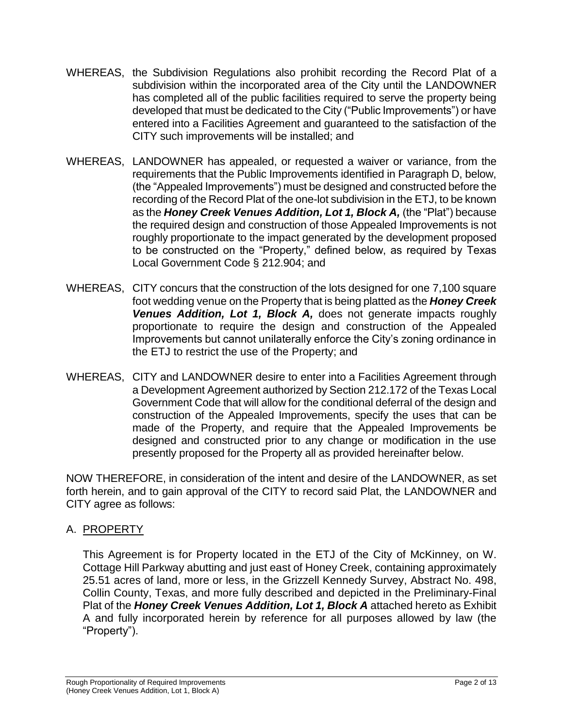WHEREAS, the Subdivision Regulations also prohibit recording the Record Plat of a subdivision within the incorporated area of the City until the LANDOWNER has completed all of the public facilities required to serve the property being developed that must be dedicated to the City ("Public Improvements") or have entered into a Facilities Agreement and guaranteed to the satisfaction of the CITY such improvements will be installed; and

WHEREAS, LANDOWNER has appealed, or requested a waiver or variance, from the requirements that the Public Improvements identified in Paragraph D, below, (the "Appealed Improvements") must be designed and constructed before the recording of the Record Plat of the one-lot subdivision in the ETJ, to be known as the ***Honey Creek Venues Addition, Lot 1, Block A,*** (the "Plat") because the required design and construction of those Appealed Improvements is not roughly proportionate to the impact generated by the development proposed to be constructed on the "Property," defined below, as required by Texas Local Government Code § 212.904; and

WHEREAS, CITY concurs that the construction of the lots designed for one 7,100 square foot wedding venue on the Property that is being platted as the ***Honey Creek Venues Addition, Lot 1, Block A,*** does not generate impacts roughly proportionate to require the design and construction of the Appealed Improvements but cannot unilaterally enforce the City's zoning ordinance in the ETJ to restrict the use of the Property; and

WHEREAS, CITY and LANDOWNER desire to enter into a Facilities Agreement through a Development Agreement authorized by Section 212.172 of the Texas Local Government Code that will allow for the conditional deferral of the design and construction of the Appealed Improvements, specify the uses that can be made of the Property, and require that the Appealed Improvements be designed and constructed prior to any change or modification in the use presently proposed for the Property all as provided hereinafter below.

NOW THEREFORE, in consideration of the intent and desire of the LANDOWNER, as set forth herein, and to gain approval of the CITY to record said Plat, the LANDOWNER and CITY agree as follows:

A. <u>PROPERTY</u>

This Agreement is for Property located in the ETJ of the City of McKinney, on W. Cottage Hill Parkway abutting and just east of Honey Creek, containing approximately 25.51 acres of land, more or less, in the Grizzell Kennedy Survey, Abstract No. 498, Collin County, Texas, and more fully described and depicted in the Preliminary-Final Plat of the ***Honey Creek Venues Addition, Lot 1, Block A*** attached hereto as Exhibit A and fully incorporated herein by reference for all purposes allowed by law (the "Property").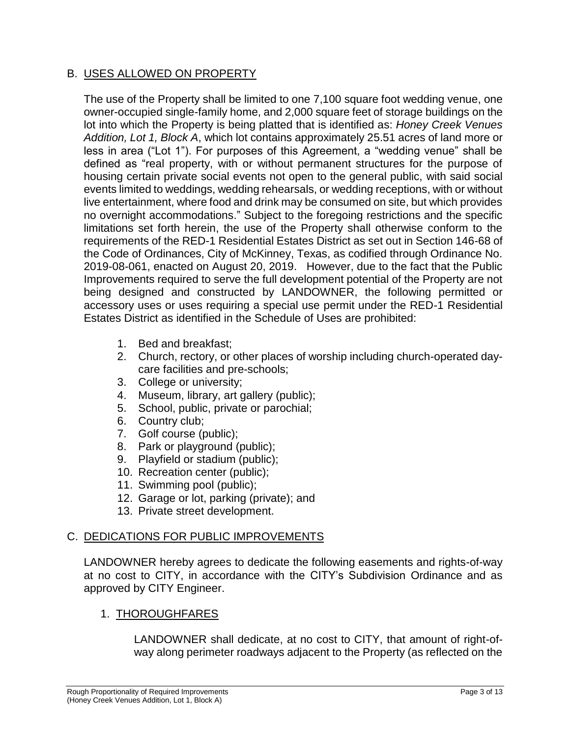## B. USES ALLOWED ON PROPERTY

The use of the Property shall be limited to one 7,100 square foot wedding venue, one owner-occupied single-family home, and 2,000 square feet of storage buildings on the lot into which the Property is being platted that is identified as: *Honey Creek Venues Addition, Lot 1, Block A*, which lot contains approximately 25.51 acres of land more or less in area ("Lot 1"). For purposes of this Agreement, a "wedding venue" shall be defined as "real property, with or without permanent structures for the purpose of housing certain private social events not open to the general public, with said social events limited to weddings, wedding rehearsals, or wedding receptions, with or without live entertainment, where food and drink may be consumed on site, but which provides no overnight accommodations." Subject to the foregoing restrictions and the specific limitations set forth herein, the use of the Property shall otherwise conform to the requirements of the RED-1 Residential Estates District as set out in Section 146-68 of the Code of Ordinances, City of McKinney, Texas, as codified through Ordinance No. 2019-08-061, enacted on August 20, 2019. However, due to the fact that the Public Improvements required to serve the full development potential of the Property are not being designed and constructed by LANDOWNER, the following permitted or accessory uses or uses requiring a special use permit under the RED-1 Residential Estates District as identified in the Schedule of Uses are prohibited:

1. Bed and breakfast;
2. Church, rectory, or other places of worship including church-operated day-care facilities and pre-schools;
3. College or university;
4. Museum, library, art gallery (public);
5. School, public, private or parochial;
6. Country club;
7. Golf course (public);
8. Park or playground (public);
9. Playfield or stadium (public);
10. Recreation center (public);
11. Swimming pool (public);
12. Garage or lot, parking (private); and
13. Private street development.

## C. DEDICATIONS FOR PUBLIC IMPROVEMENTS

LANDOWNER hereby agrees to dedicate the following easements and rights-of-way at no cost to CITY, in accordance with the CITY's Subdivision Ordinance and as approved by CITY Engineer.

### 1. THOROUGHFARES

LANDOWNER shall dedicate, at no cost to CITY, that amount of right-of-way along perimeter roadways adjacent to the Property (as reflected on the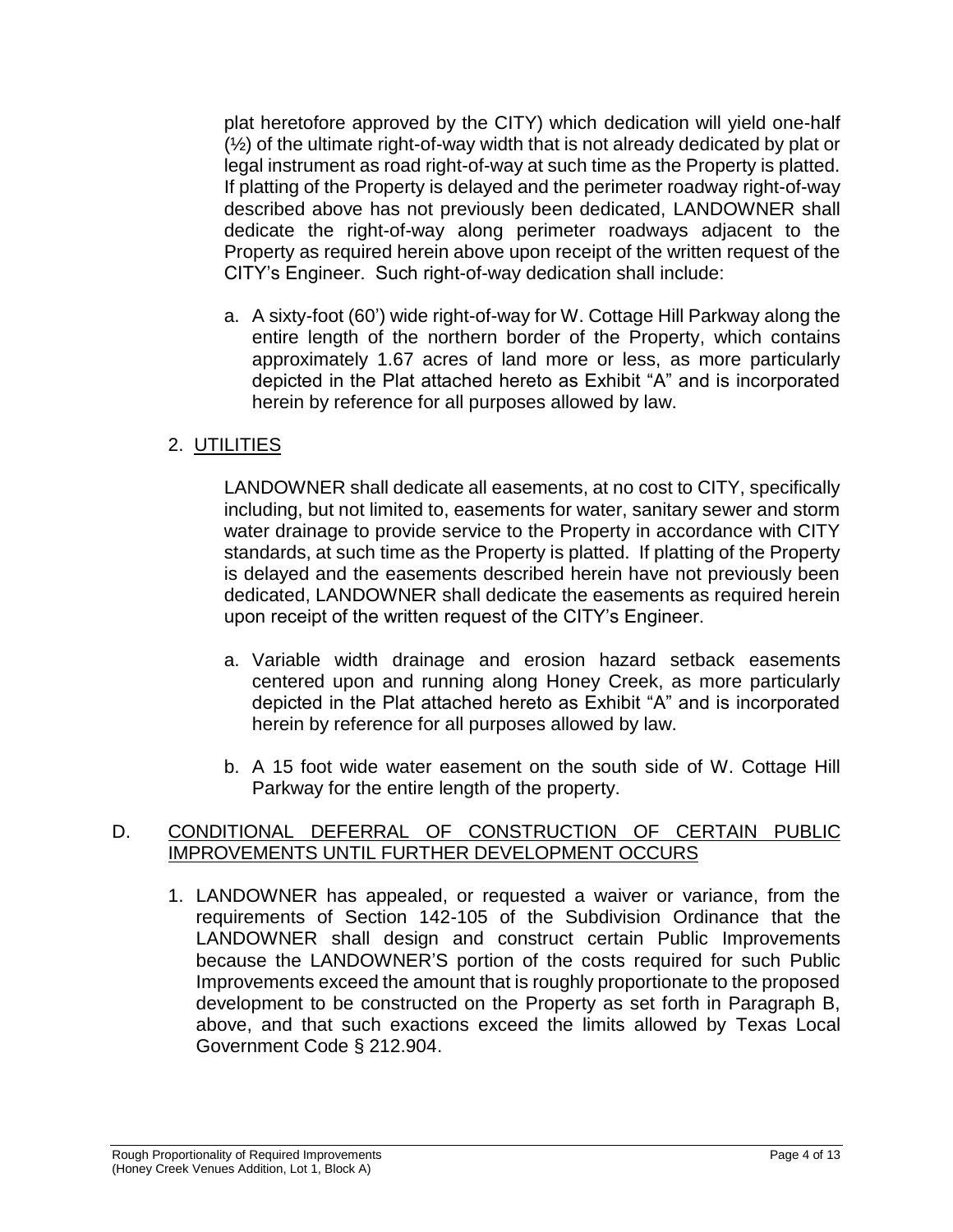plat heretofore approved by the CITY) which dedication will yield one-half (½) of the ultimate right-of-way width that is not already dedicated by plat or legal instrument as road right-of-way at such time as the Property is platted. If platting of the Property is delayed and the perimeter roadway right-of-way described above has not previously been dedicated, LANDOWNER shall dedicate the right-of-way along perimeter roadways adjacent to the Property as required herein above upon receipt of the written request of the CITY's Engineer. Such right-of-way dedication shall include:

a. A sixty-foot (60') wide right-of-way for W. Cottage Hill Parkway along the entire length of the northern border of the Property, which contains approximately 1.67 acres of land more or less, as more particularly depicted in the Plat attached hereto as Exhibit "A" and is incorporated herein by reference for all purposes allowed by law.

2. UTILITIES

LANDOWNER shall dedicate all easements, at no cost to CITY, specifically including, but not limited to, easements for water, sanitary sewer and storm water drainage to provide service to the Property in accordance with CITY standards, at such time as the Property is platted. If platting of the Property is delayed and the easements described herein have not previously been dedicated, LANDOWNER shall dedicate the easements as required herein upon receipt of the written request of the CITY's Engineer.

a. Variable width drainage and erosion hazard setback easements centered upon and running along Honey Creek, as more particularly depicted in the Plat attached hereto as Exhibit "A" and is incorporated herein by reference for all purposes allowed by law.

b. A 15 foot wide water easement on the south side of W. Cottage Hill Parkway for the entire length of the property.

D. CONDITIONAL DEFERRAL OF CONSTRUCTION OF CERTAIN PUBLIC IMPROVEMENTS UNTIL FURTHER DEVELOPMENT OCCURS

1. LANDOWNER has appealed, or requested a waiver or variance, from the requirements of Section 142-105 of the Subdivision Ordinance that the LANDOWNER shall design and construct certain Public Improvements because the LANDOWNER'S portion of the costs required for such Public Improvements exceed the amount that is roughly proportionate to the proposed development to be constructed on the Property as set forth in Paragraph B, above, and that such exactions exceed the limits allowed by Texas Local Government Code § 212.904.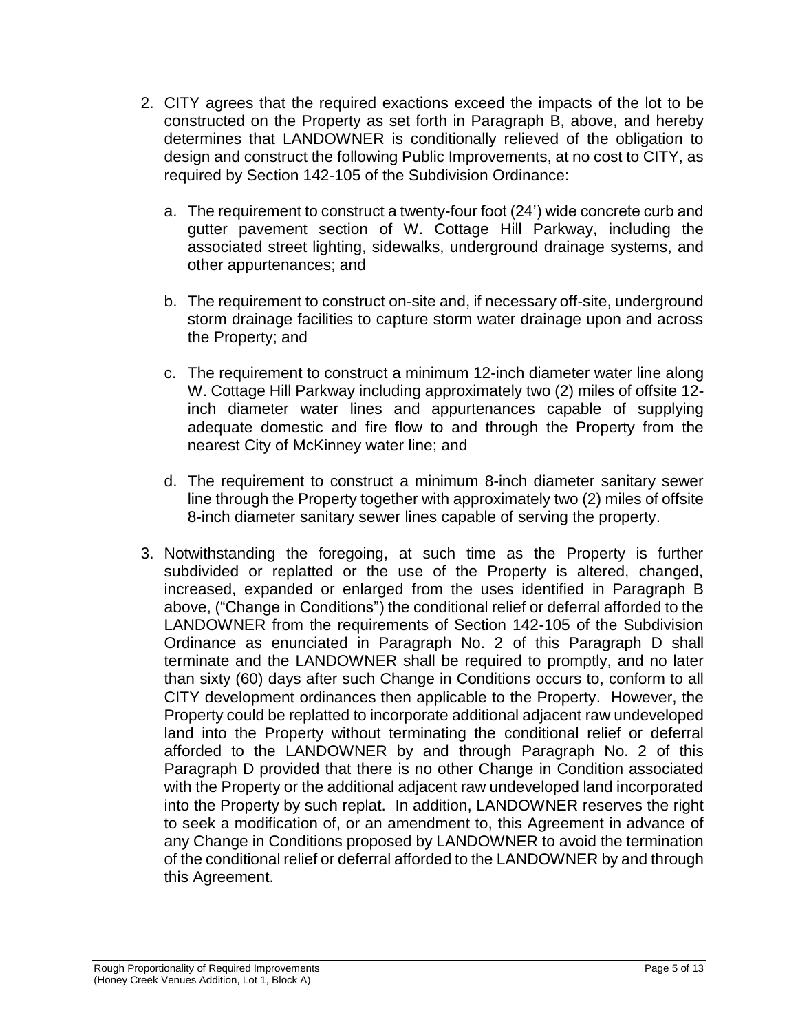2. CITY agrees that the required exactions exceed the impacts of the lot to be constructed on the Property as set forth in Paragraph B, above, and hereby determines that LANDOWNER is conditionally relieved of the obligation to design and construct the following Public Improvements, at no cost to CITY, as required by Section 142-105 of the Subdivision Ordinance:

   a. The requirement to construct a twenty-four foot (24') wide concrete curb and gutter pavement section of W. Cottage Hill Parkway, including the associated street lighting, sidewalks, underground drainage systems, and other appurtenances; and

   b. The requirement to construct on-site and, if necessary off-site, underground storm drainage facilities to capture storm water drainage upon and across the Property; and

   c. The requirement to construct a minimum 12-inch diameter water line along W. Cottage Hill Parkway including approximately two (2) miles of offsite 12-inch diameter water lines and appurtenances capable of supplying adequate domestic and fire flow to and through the Property from the nearest City of McKinney water line; and

   d. The requirement to construct a minimum 8-inch diameter sanitary sewer line through the Property together with approximately two (2) miles of offsite 8-inch diameter sanitary sewer lines capable of serving the property.

3. Notwithstanding the foregoing, at such time as the Property is further subdivided or replatted or the use of the Property is altered, changed, increased, expanded or enlarged from the uses identified in Paragraph B above, ("Change in Conditions") the conditional relief or deferral afforded to the LANDOWNER from the requirements of Section 142-105 of the Subdivision Ordinance as enunciated in Paragraph No. 2 of this Paragraph D shall terminate and the LANDOWNER shall be required to promptly, and no later than sixty (60) days after such Change in Conditions occurs to, conform to all CITY development ordinances then applicable to the Property. However, the Property could be replatted to incorporate additional adjacent raw undeveloped land into the Property without terminating the conditional relief or deferral afforded to the LANDOWNER by and through Paragraph No. 2 of this Paragraph D provided that there is no other Change in Condition associated with the Property or the additional adjacent raw undeveloped land incorporated into the Property by such replat. In addition, LANDOWNER reserves the right to seek a modification of, or an amendment to, this Agreement in advance of any Change in Conditions proposed by LANDOWNER to avoid the termination of the conditional relief or deferral afforded to the LANDOWNER by and through this Agreement.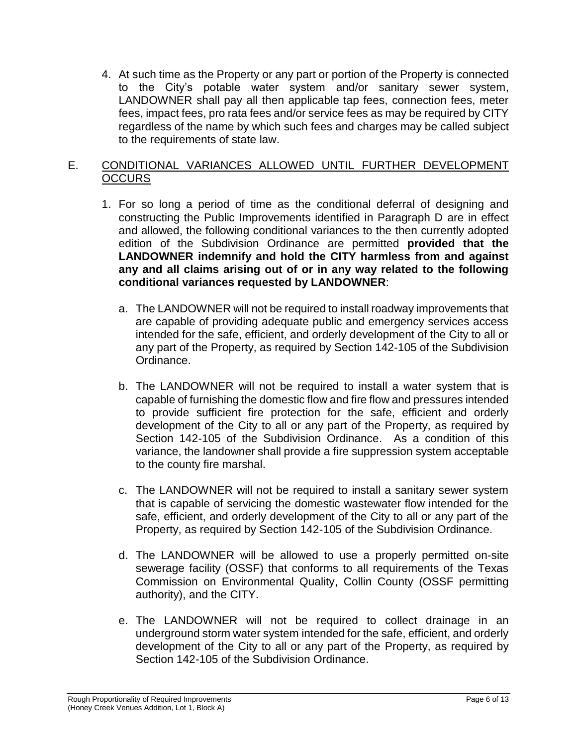4. At such time as the Property or any part or portion of the Property is connected to the City's potable water system and/or sanitary sewer system, LANDOWNER shall pay all then applicable tap fees, connection fees, meter fees, impact fees, pro rata fees and/or service fees as may be required by CITY regardless of the name by which such fees and charges may be called subject to the requirements of state law.

## E. CONDITIONAL VARIANCES ALLOWED UNTIL FURTHER DEVELOPMENT OCCURS

1. For so long a period of time as the conditional deferral of designing and constructing the Public Improvements identified in Paragraph D are in effect and allowed, the following conditional variances to the then currently adopted edition of the Subdivision Ordinance are permitted **provided that the LANDOWNER indemnify and hold the CITY harmless from and against any and all claims arising out of or in any way related to the following conditional variances requested by LANDOWNER**:

   a. The LANDOWNER will not be required to install roadway improvements that are capable of providing adequate public and emergency services access intended for the safe, efficient, and orderly development of the City to all or any part of the Property, as required by Section 142-105 of the Subdivision Ordinance.

   b. The LANDOWNER will not be required to install a water system that is capable of furnishing the domestic flow and fire flow and pressures intended to provide sufficient fire protection for the safe, efficient and orderly development of the City to all or any part of the Property, as required by Section 142-105 of the Subdivision Ordinance. As a condition of this variance, the landowner shall provide a fire suppression system acceptable to the county fire marshal.

   c. The LANDOWNER will not be required to install a sanitary sewer system that is capable of servicing the domestic wastewater flow intended for the safe, efficient, and orderly development of the City to all or any part of the Property, as required by Section 142-105 of the Subdivision Ordinance.

   d. The LANDOWNER will be allowed to use a properly permitted on-site sewerage facility (OSSF) that conforms to all requirements of the Texas Commission on Environmental Quality, Collin County (OSSF permitting authority), and the CITY.

   e. The LANDOWNER will not be required to collect drainage in an underground storm water system intended for the safe, efficient, and orderly development of the City to all or any part of the Property, as required by Section 142-105 of the Subdivision Ordinance.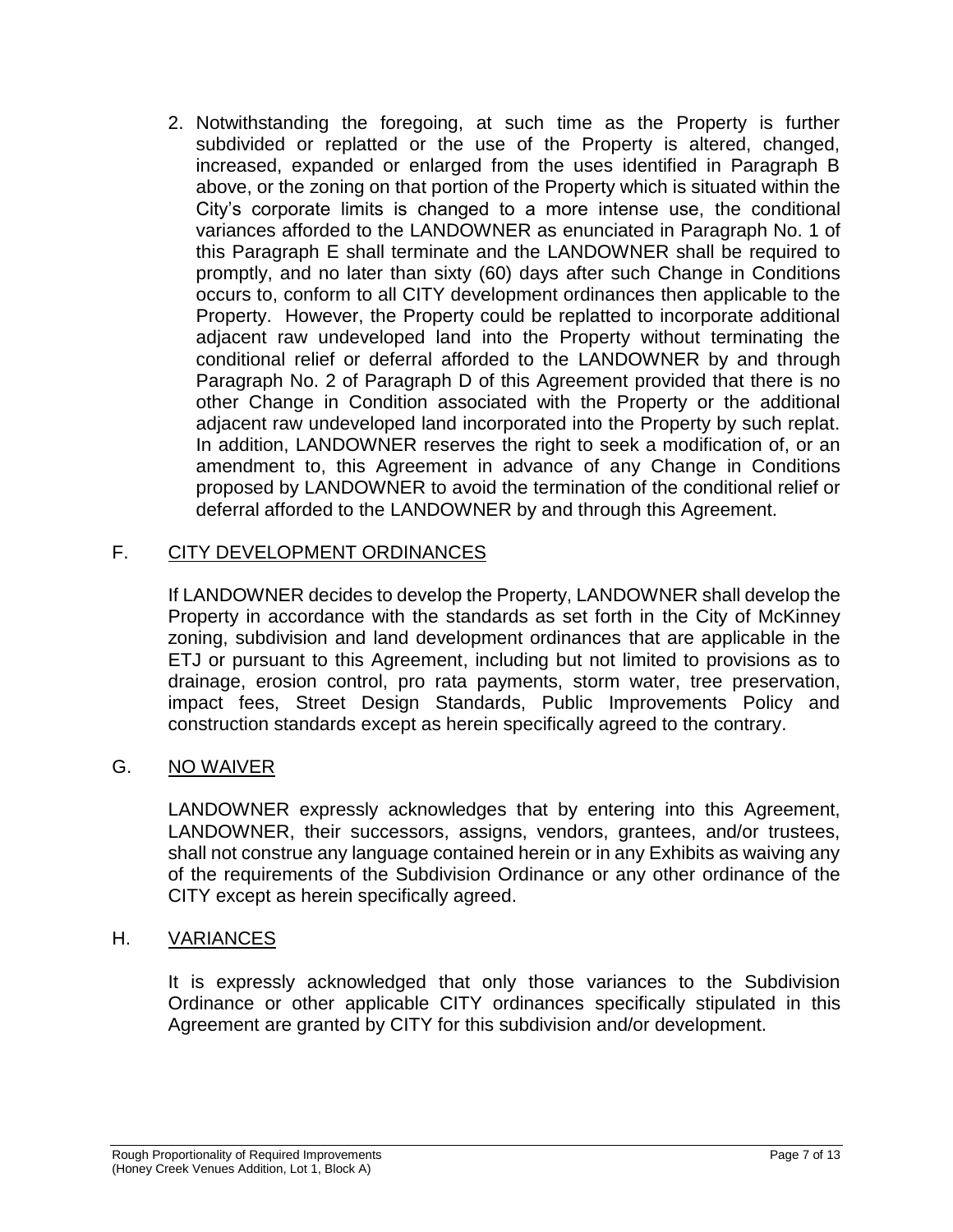2. Notwithstanding the foregoing, at such time as the Property is further subdivided or replatted or the use of the Property is altered, changed, increased, expanded or enlarged from the uses identified in Paragraph B above, or the zoning on that portion of the Property which is situated within the City's corporate limits is changed to a more intense use, the conditional variances afforded to the LANDOWNER as enunciated in Paragraph No. 1 of this Paragraph E shall terminate and the LANDOWNER shall be required to promptly, and no later than sixty (60) days after such Change in Conditions occurs to, conform to all CITY development ordinances then applicable to the Property. However, the Property could be replatted to incorporate additional adjacent raw undeveloped land into the Property without terminating the conditional relief or deferral afforded to the LANDOWNER by and through Paragraph No. 2 of Paragraph D of this Agreement provided that there is no other Change in Condition associated with the Property or the additional adjacent raw undeveloped land incorporated into the Property by such replat. In addition, LANDOWNER reserves the right to seek a modification of, or an amendment to, this Agreement in advance of any Change in Conditions proposed by LANDOWNER to avoid the termination of the conditional relief or deferral afforded to the LANDOWNER by and through this Agreement.

## F. CITY DEVELOPMENT ORDINANCES

If LANDOWNER decides to develop the Property, LANDOWNER shall develop the Property in accordance with the standards as set forth in the City of McKinney zoning, subdivision and land development ordinances that are applicable in the ETJ or pursuant to this Agreement, including but not limited to provisions as to drainage, erosion control, pro rata payments, storm water, tree preservation, impact fees, Street Design Standards, Public Improvements Policy and construction standards except as herein specifically agreed to the contrary.

## G. NO WAIVER

LANDOWNER expressly acknowledges that by entering into this Agreement, LANDOWNER, their successors, assigns, vendors, grantees, and/or trustees, shall not construe any language contained herein or in any Exhibits as waiving any of the requirements of the Subdivision Ordinance or any other ordinance of the CITY except as herein specifically agreed.

## H. VARIANCES

It is expressly acknowledged that only those variances to the Subdivision Ordinance or other applicable CITY ordinances specifically stipulated in this Agreement are granted by CITY for this subdivision and/or development.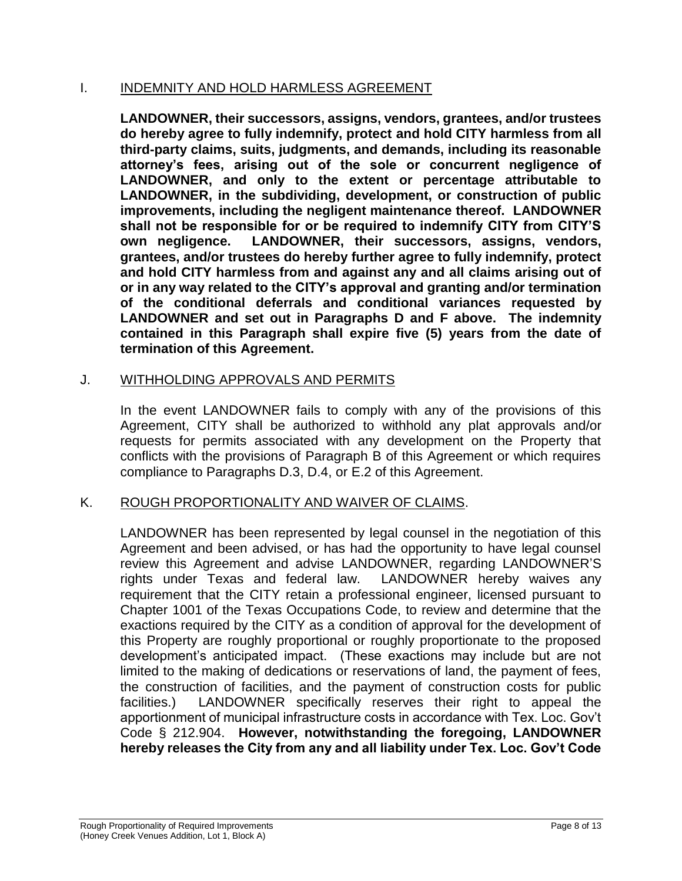## I. INDEMNITY AND HOLD HARMLESS AGREEMENT

**LANDOWNER, their successors, assigns, vendors, grantees, and/or trustees do hereby agree to fully indemnify, protect and hold CITY harmless from all third-party claims, suits, judgments, and demands, including its reasonable attorney's fees, arising out of the sole or concurrent negligence of LANDOWNER, and only to the extent or percentage attributable to LANDOWNER, in the subdividing, development, or construction of public improvements, including the negligent maintenance thereof. LANDOWNER shall not be responsible for or be required to indemnify CITY from CITY'S own negligence. LANDOWNER, their successors, assigns, vendors, grantees, and/or trustees do hereby further agree to fully indemnify, protect and hold CITY harmless from and against any and all claims arising out of or in any way related to the CITY's approval and granting and/or termination of the conditional deferrals and conditional variances requested by LANDOWNER and set out in Paragraphs D and F above. The indemnity contained in this Paragraph shall expire five (5) years from the date of termination of this Agreement.**

## J. WITHHOLDING APPROVALS AND PERMITS

In the event LANDOWNER fails to comply with any of the provisions of this Agreement, CITY shall be authorized to withhold any plat approvals and/or requests for permits associated with any development on the Property that conflicts with the provisions of Paragraph B of this Agreement or which requires compliance to Paragraphs D.3, D.4, or E.2 of this Agreement.

## K. ROUGH PROPORTIONALITY AND WAIVER OF CLAIMS.

LANDOWNER has been represented by legal counsel in the negotiation of this Agreement and been advised, or has had the opportunity to have legal counsel review this Agreement and advise LANDOWNER, regarding LANDOWNER'S rights under Texas and federal law. LANDOWNER hereby waives any requirement that the CITY retain a professional engineer, licensed pursuant to Chapter 1001 of the Texas Occupations Code, to review and determine that the exactions required by the CITY as a condition of approval for the development of this Property are roughly proportional or roughly proportionate to the proposed development's anticipated impact. (These exactions may include but are not limited to the making of dedications or reservations of land, the payment of fees, the construction of facilities, and the payment of construction costs for public facilities.) LANDOWNER specifically reserves their right to appeal the apportionment of municipal infrastructure costs in accordance with Tex. Loc. Gov't Code § 212.904. **However, notwithstanding the foregoing, LANDOWNER hereby releases the City from any and all liability under Tex. Loc. Gov't Code**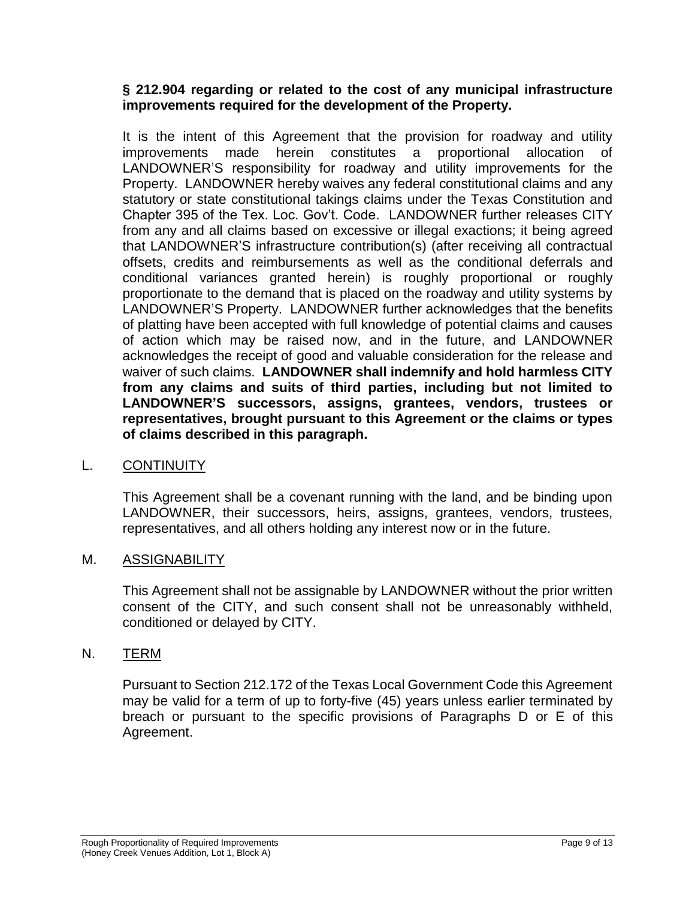**§ 212.904 regarding or related to the cost of any municipal infrastructure improvements required for the development of the Property.**

It is the intent of this Agreement that the provision for roadway and utility improvements made herein constitutes a proportional allocation of LANDOWNER'S responsibility for roadway and utility improvements for the Property. LANDOWNER hereby waives any federal constitutional claims and any statutory or state constitutional takings claims under the Texas Constitution and Chapter 395 of the Tex. Loc. Gov't. Code. LANDOWNER further releases CITY from any and all claims based on excessive or illegal exactions; it being agreed that LANDOWNER'S infrastructure contribution(s) (after receiving all contractual offsets, credits and reimbursements as well as the conditional deferrals and conditional variances granted herein) is roughly proportional or roughly proportionate to the demand that is placed on the roadway and utility systems by LANDOWNER'S Property. LANDOWNER further acknowledges that the benefits of platting have been accepted with full knowledge of potential claims and causes of action which may be raised now, and in the future, and LANDOWNER acknowledges the receipt of good and valuable consideration for the release and waiver of such claims. **LANDOWNER shall indemnify and hold harmless CITY from any claims and suits of third parties, including but not limited to LANDOWNER'S successors, assigns, grantees, vendors, trustees or representatives, brought pursuant to this Agreement or the claims or types of claims described in this paragraph.**

L. CONTINUITY

This Agreement shall be a covenant running with the land, and be binding upon LANDOWNER, their successors, heirs, assigns, grantees, vendors, trustees, representatives, and all others holding any interest now or in the future.

M. ASSIGNABILITY

This Agreement shall not be assignable by LANDOWNER without the prior written consent of the CITY, and such consent shall not be unreasonably withheld, conditioned or delayed by CITY.

N. TERM

Pursuant to Section 212.172 of the Texas Local Government Code this Agreement may be valid for a term of up to forty-five (45) years unless earlier terminated by breach or pursuant to the specific provisions of Paragraphs D or E of this Agreement.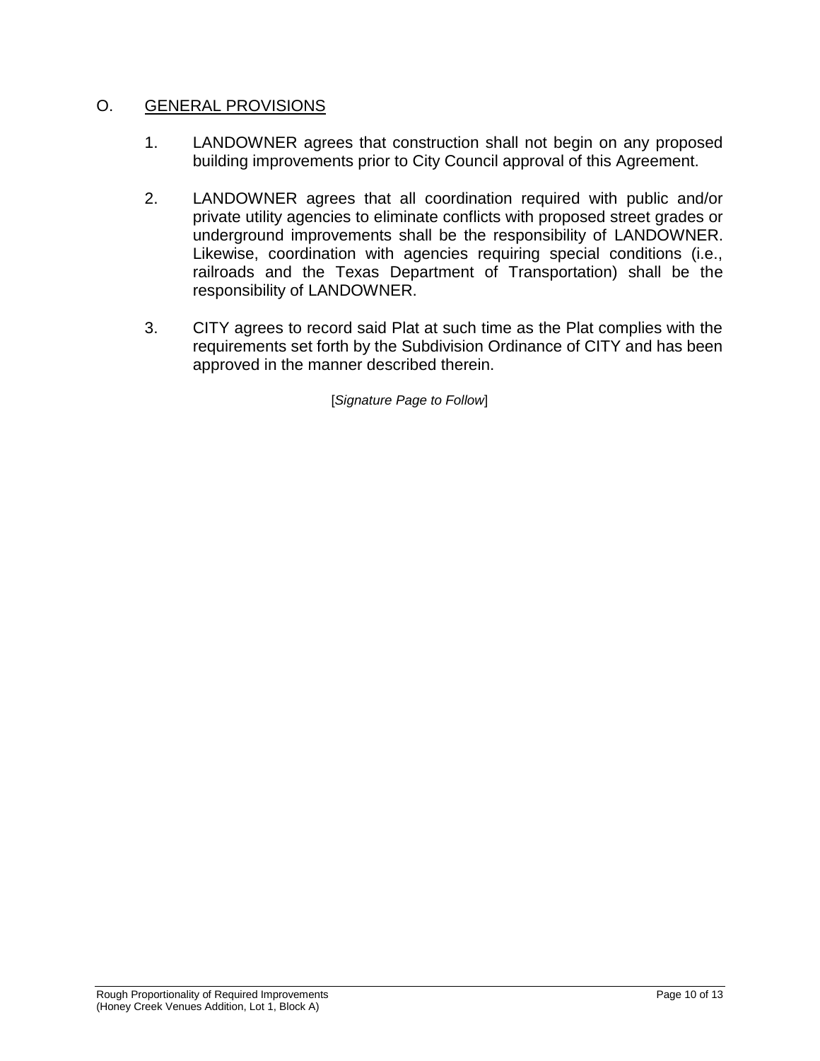## O. GENERAL PROVISIONS

1. LANDOWNER agrees that construction shall not begin on any proposed building improvements prior to City Council approval of this Agreement.

2. LANDOWNER agrees that all coordination required with public and/or private utility agencies to eliminate conflicts with proposed street grades or underground improvements shall be the responsibility of LANDOWNER. Likewise, coordination with agencies requiring special conditions (i.e., railroads and the Texas Department of Transportation) shall be the responsibility of LANDOWNER.

3. CITY agrees to record said Plat at such time as the Plat complies with the requirements set forth by the Subdivision Ordinance of CITY and has been approved in the manner described therein.

[*Signature Page to Follow*]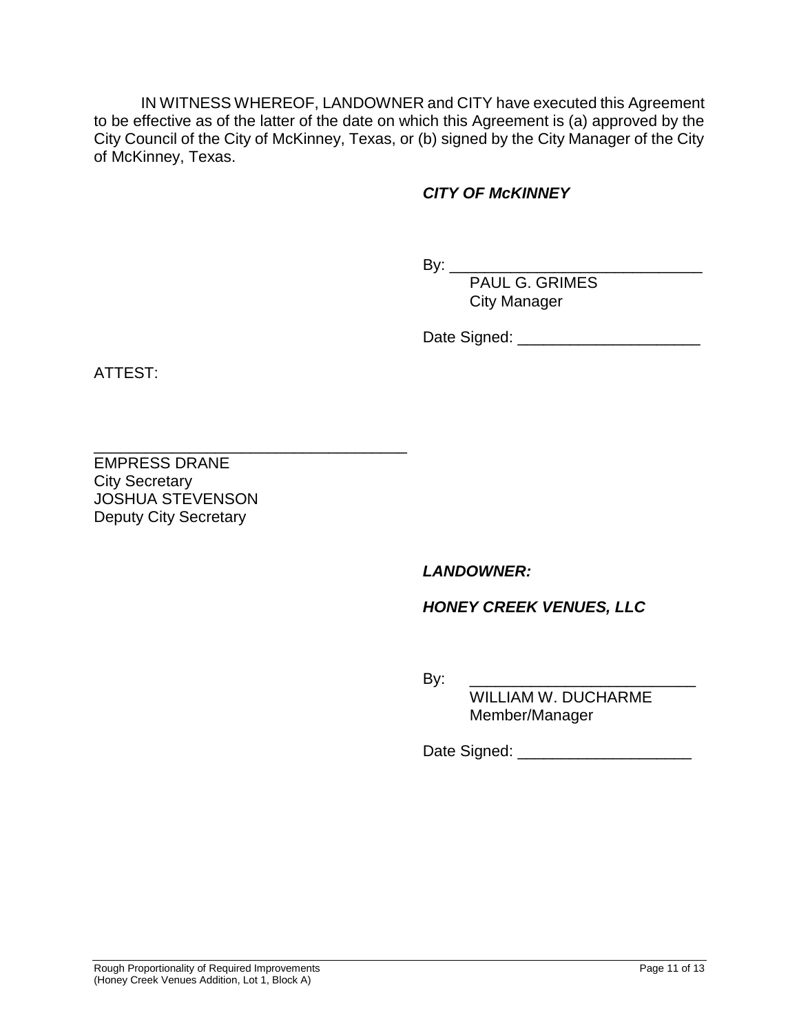IN WITNESS WHEREOF, LANDOWNER and CITY have executed this Agreement to be effective as of the latter of the date on which this Agreement is (a) approved by the City Council of the City of McKinney, Texas, or (b) signed by the City Manager of the City of McKinney, Texas.

***CITY OF McKINNEY***

By: ______________________________
PAUL G. GRIMES
City Manager

Date Signed: ______________________

ATTEST:

______________________________________
EMPRESS DRANE
City Secretary
JOSHUA STEVENSON
Deputy City Secretary

***LANDOWNER:***

***HONEY CREEK VENUES, LLC***

By: ___________________________
WILLIAM W. DUCHARME
Member/Manager

Date Signed: ____________________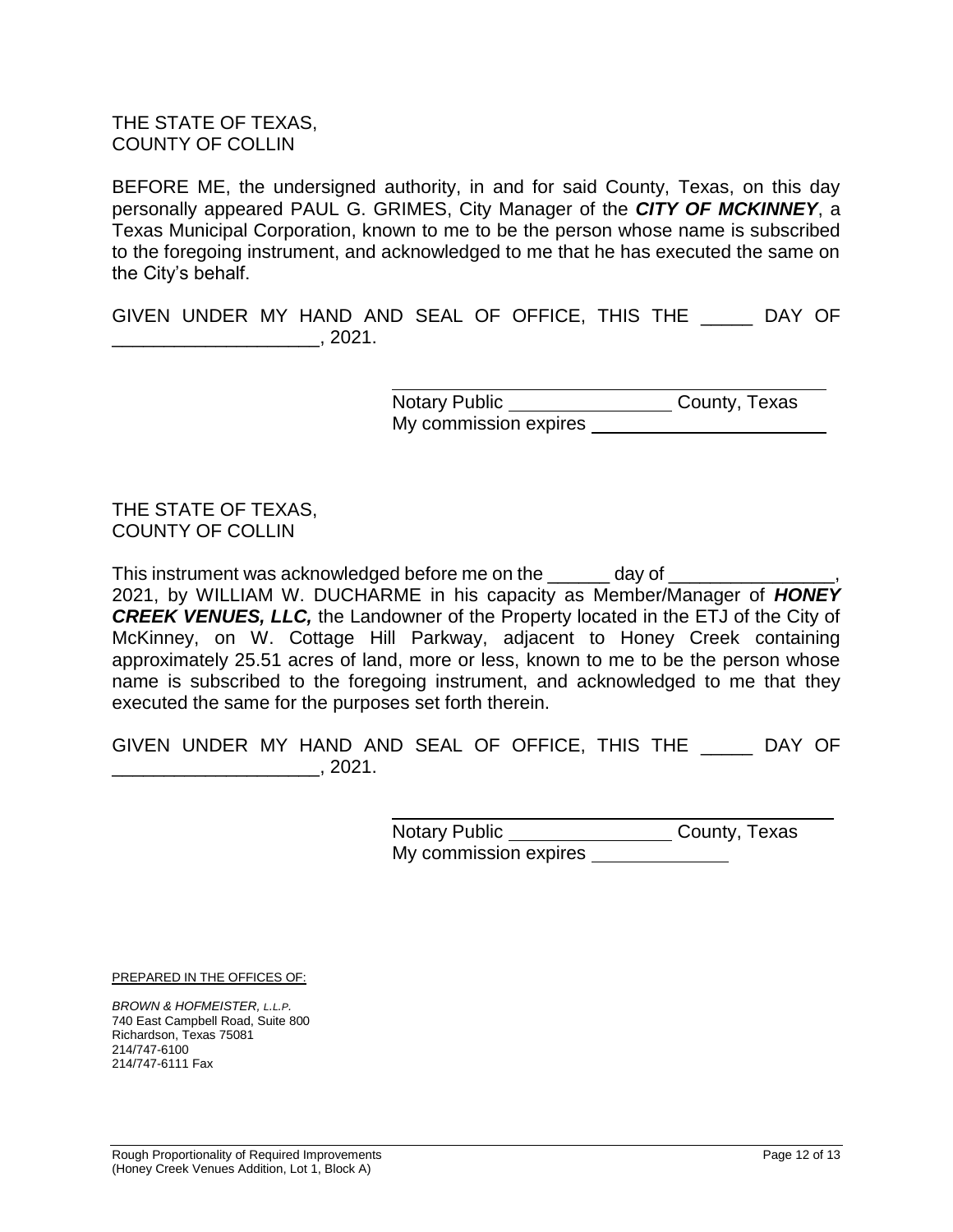THE STATE OF TEXAS,
COUNTY OF COLLIN

BEFORE ME, the undersigned authority, in and for said County, Texas, on this day personally appeared PAUL G. GRIMES, City Manager of the ***CITY OF MCKINNEY***, a Texas Municipal Corporation, known to me to be the person whose name is subscribed to the foregoing instrument, and acknowledged to me that he has executed the same on the City's behalf.

GIVEN UNDER MY HAND AND SEAL OF OFFICE, THIS THE _____ DAY OF ____________________, 2021.

______________________________________
Notary Public ________________ County, Texas
My commission expires ________________________

THE STATE OF TEXAS,
COUNTY OF COLLIN

This instrument was acknowledged before me on the ______ day of ________________, 2021, by WILLIAM W. DUCHARME in his capacity as Member/Manager of ***HONEY CREEK VENUES, LLC,*** the Landowner of the Property located in the ETJ of the City of McKinney, on W. Cottage Hill Parkway, adjacent to Honey Creek containing approximately 25.51 acres of land, more or less, known to me to be the person whose name is subscribed to the foregoing instrument, and acknowledged to me that they executed the same for the purposes set forth therein.

GIVEN UNDER MY HAND AND SEAL OF OFFICE, THIS THE _____ DAY OF ____________________, 2021.

______________________________________
Notary Public ________________ County, Texas
My commission expires ______________

PREPARED IN THE OFFICES OF:

*BROWN & HOFMEISTER, L.L.P.*
740 East Campbell Road, Suite 800
Richardson, Texas 75081
214/747-6100
214/747-6111 Fax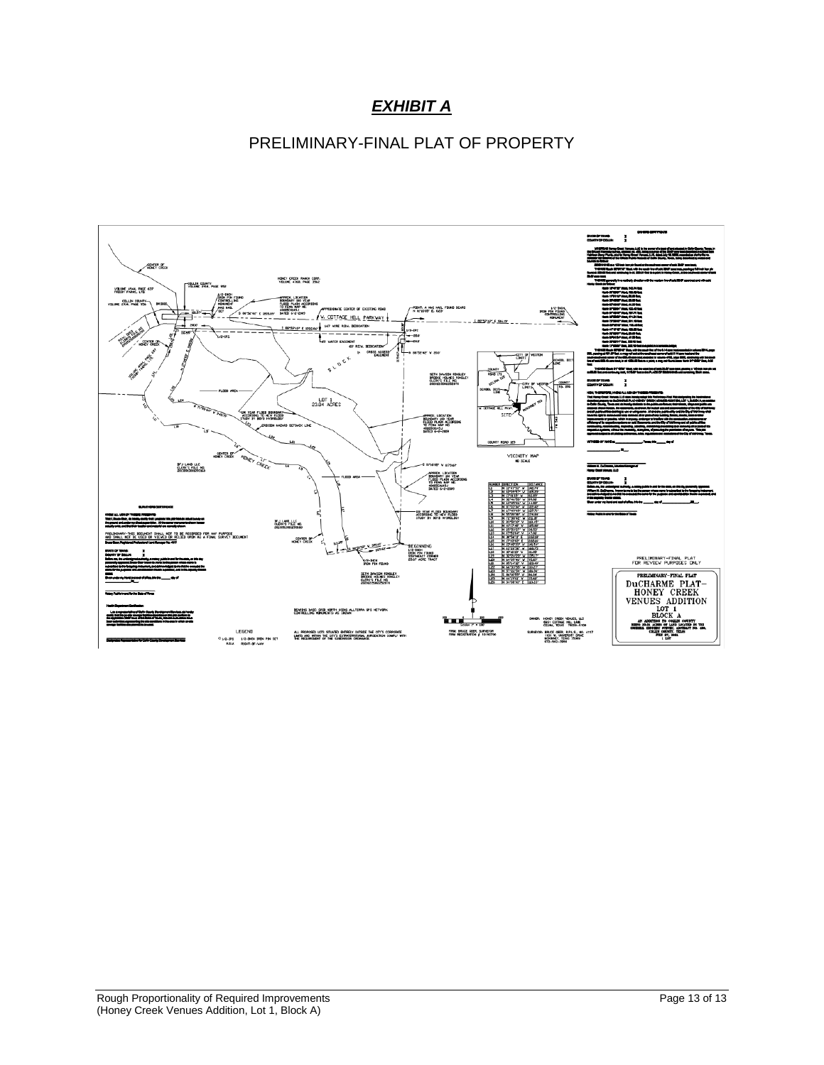# ***EXHIBIT A***

## PRELIMINARY-FINAL PLAT OF PROPERTY

CENTER OF HONEY CREEK

COLLIN COUNTY VOLUME 2914, PAGE 952

VOLUME 4544, PAGE 637 FREDDY FARMS, LTD

COLLIN COUNTY VOLUME 2914, PAGE 936

BRIDGE

HONEY CREEK RANCH CORP. VOLUME 4768, PAGE 3562

1/2-INCH IRON PIN FOUND CONTROLLING MONUMENT

MAG NAIL SET

APPROX. LOCATION BOUNDARY 100 YEAR FLOOD PLAIN ACCORDING TO FEMA MAP NO. 48085C0145J DATED 6-2-2009

APPROXIMATE CENTER OF EXISTING ROAD

W. COTTAGE HILL PARKWAY

POINT: A MAG NAIL FOUND SCARS

1/2-INCH IRON PIN FOUND CONTROLLING MONUMENT

10' WATER EASEMENT

60' ROW. DEDICATION

CROSS ACCESS EASEMENT

BLOCK A

SETH DAWSON KINGSLEY BROOKE HOLMES KINGSLEY CLERK'S FILE NO.

FLOOD AREA

LOT 1 23.04 ACRES

100 YEAR FLOOD BOUNDARY ACCORDING TO NEW FLOOD STUDY BY BIRD HYDROLOGY

EROSION HAZARD SETBACK LINE

APPROX. LOCATION BOUNDARY 100 YEAR FLOOD PLAIN ACCORDING TO FEMA MAP NO. 48085C0145J DATED 6-2-2009

CENTER OF HONEY CREEK

HONEY CREEK

BFJ LAND LLC CLERK'S FILE NO.

BFJ LAND LLC CLERK'S FILE NO.

BEGINNING 1/2-INCH IRON PIN FOUND SOUTHEAST CORNER 23.07 ACRE TRACT

5/8-INCH IRON PIN FOUND

SETH DAWSON KINGSLEY BROOKE HOLMES KINGSLEY CLERK'S FILE NO.

VICINITY MAP NO SCALE

CITY OF WESTON LIMITS

SCHOOL DIST. LINE

COUNTY ROAD 170

COUNTY RD. 206

W. COTTAGE HILL PKWY.

SITE

COUNTY ROAD 203

| NUMBER | DIRECTION | DISTANCE |
|---|---|---|
| L1 | | |
| L2 | | |
| L3 | | |
| L4 | | |
| L5 | | |
| L6 | | |
| L7 | | |
| L8 | | |
| L9 | | |
| L10 | | |
| L11 | | |
| L12 | | |
| L13 | | |
| L14 | | |
| L15 | | |
| L16 | | |
| L17 | | |
| L18 | | |
| L19 | | |
| L20 | | |
| L21 | | |
| L22 | | |
| L23 | | |
| L24 | | |
| L25 | | |

SURVEYOR'S CERTIFICATE

PRELIMINARY-THIS DOCUMENT SHALL NOT BE RECORDED FOR ANY PURPOSE AND SHALL NOT BE USED OR VIEWED OR RELIED UPON AS A FINAL SURVEY DOCUMENT

STATE OF TEXAS

COUNTY OF COLLIN

Health Department Certification

BEARING BASE: GRID NORTH USING ALLTERRA RTK NETWORK. CONTROLLING MONUMENTS AS SHOWN

ALL PROPOSED LOTS SITUATED ENTIRELY OUTSIDE THE CITY'S CORPORATE LIMITS AND WITHIN THE CITY'S EXTRATERRITORIAL JURISDICTION COMPLY WITH THE REQUIREMENT OF THE SUBDIVISION ORDINANCE

LEGEND

1/2-IPS 1/2-INCH IRON PIN SET

R.O.W. RIGHT-OF-WAY

SCALE: 1" = 100'

FIRM: BRUCE GEER, SURVEYOR FIRM REGISTRATION # 10150700

OWNER: HONEY CREEK VENUES, LLC

SURVEYOR: BRUCE GEER, R.P.L.S. NO. 4117 1101 W. UNIVERSITY DRIVE MCKINNEY, TEXAS 75069

OWNER'S CERTIFICATE

STATE OF TEXAS

COUNTY OF COLLIN

NOW, THEREFORE, KNOW ALL MEN BY THESE PRESENTS:

STATE OF TEXAS

COUNTY OF COLLIN

PRELIMINARY-FINAL PLAT FOR REVIEW PURPOSES ONLY

PRELIMINARY-FINAL PLAT

DuCHARME PLAT— HONEY CREEK VENUES ADDITION

LOT 1 BLOCK A

AN ADDITION TO COLLIN COUNTY BEING 23.04 ACRES OF LAND LOCATED IN THE ABSTRACT NO. COLLIN COUNTY, TEXAS